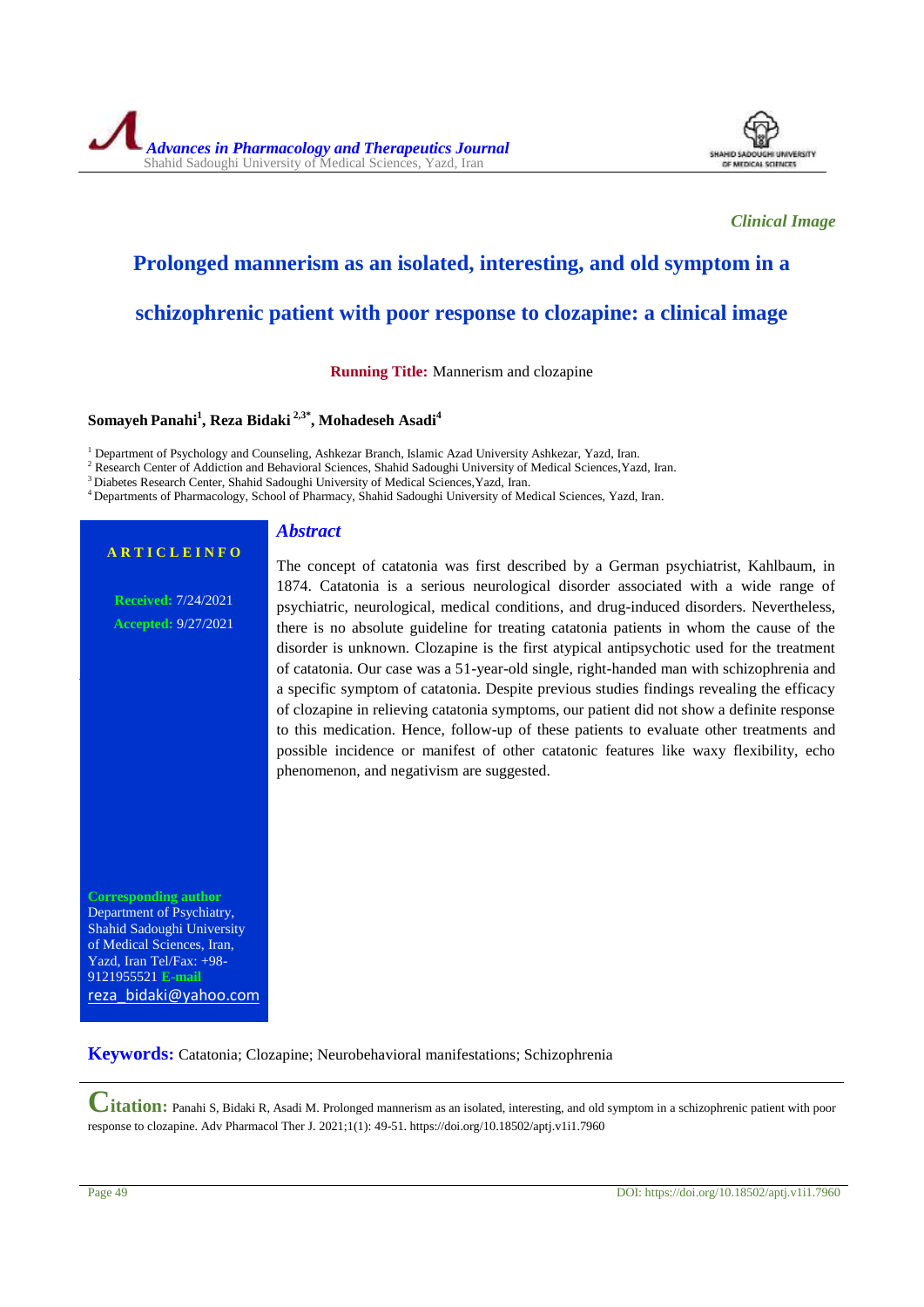*Clinical Image*

# Prolonged mannerism as an isolated, interesting, and old symptom in a schizophrenic patient with poor response to clozapine: a clinical image

**Running Title:** Mannerism and clozapine

**Somayeh Panahi[1], Reza Bidaki [2,3*], Mohadeseh Asadi[4]**

[1] Department of Psychology and Counseling, Ashkezar Branch, Islamic Azad University Ashkezar, Yazd, Iran.
[2] Research Center of Addiction and Behavioral Sciences, Shahid Sadoughi University of Medical Sciences,Yazd, Iran.
[3] Diabetes Research Center, Shahid Sadoughi University of Medical Sciences,Yazd, Iran.
[4] Departments of Pharmacology, School of Pharmacy, Shahid Sadoughi University of Medical Sciences, Yazd, Iran.

**ARTICLE INFO**

**Received:** 7/24/2021
**Accepted:** 9/27/2021

**Corresponding author**
Department of Psychiatry, Shahid Sadoughi University of Medical Sciences, Iran, Yazd, Iran Tel/Fax: +98-9121955521 **E-mail** reza_bidaki@yahoo.com

## Abstract

The concept of catatonia was first described by a German psychiatrist, Kahlbaum, in 1874. Catatonia is a serious neurological disorder associated with a wide range of psychiatric, neurological, medical conditions, and drug-induced disorders. Nevertheless, there is no absolute guideline for treating catatonia patients in whom the cause of the disorder is unknown. Clozapine is the first atypical antipsychotic used for the treatment of catatonia. Our case was a 51-year-old single, right-handed man with schizophrenia and a specific symptom of catatonia. Despite previous studies findings revealing the efficacy of clozapine in relieving catatonia symptoms, our patient did not show a definite response to this medication. Hence, follow-up of these patients to evaluate other treatments and possible incidence or manifest of other catatonic features like waxy flexibility, echo phenomenon, and negativism are suggested.

**Keywords:** Catatonia; Clozapine; Neurobehavioral manifestations; Schizophrenia

**Citation:** Panahi S, Bidaki R, Asadi M. Prolonged mannerism as an isolated, interesting, and old symptom in a schizophrenic patient with poor response to clozapine. Adv Pharmacol Ther J. 2021;1(1): 49-51. https://doi.org/10.18502/aptj.v1i1.7960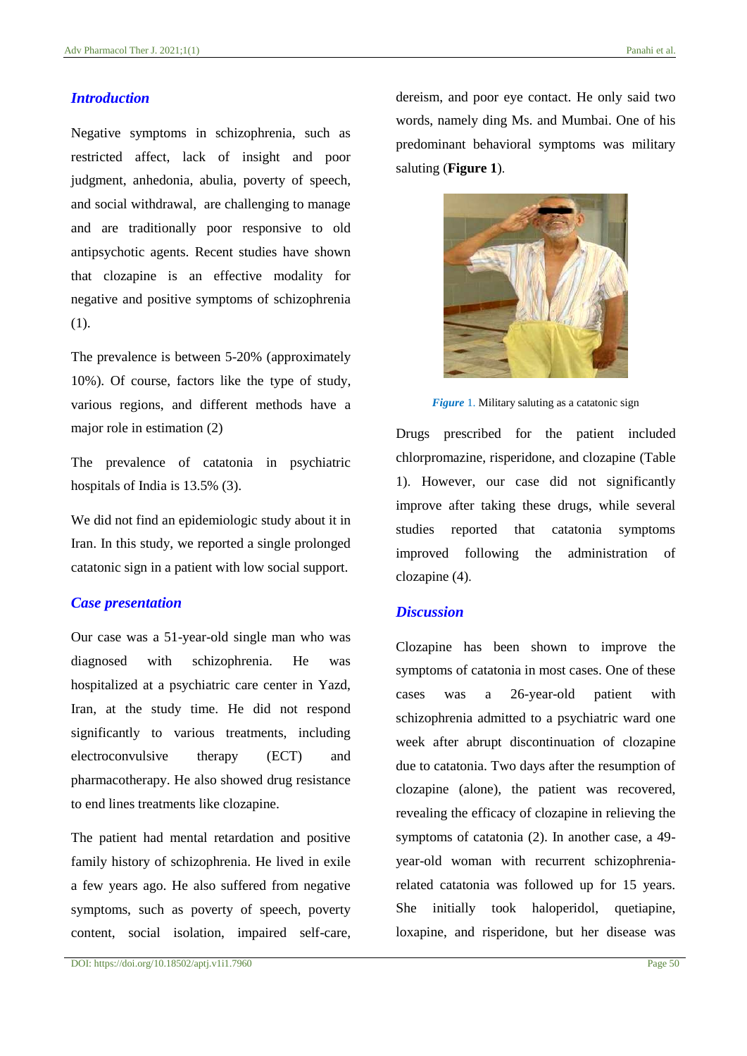## Introduction

Negative symptoms in schizophrenia, such as restricted affect, lack of insight and poor judgment, anhedonia, abulia, poverty of speech, and social withdrawal, are challenging to manage and are traditionally poor responsive to old antipsychotic agents. Recent studies have shown that clozapine is an effective modality for negative and positive symptoms of schizophrenia (1).

The prevalence is between 5-20% (approximately 10%). Of course, factors like the type of study, various regions, and different methods have a major role in estimation (2)

The prevalence of catatonia in psychiatric hospitals of India is 13.5% (3).

We did not find an epidemiologic study about it in Iran. In this study, we reported a single prolonged catatonic sign in a patient with low social support.

## Case presentation

Our case was a 51-year-old single man who was diagnosed with schizophrenia. He was hospitalized at a psychiatric care center in Yazd, Iran, at the study time. He did not respond significantly to various treatments, including electroconvulsive therapy (ECT) and pharmacotherapy. He also showed drug resistance to end lines treatments like clozapine.

The patient had mental retardation and positive family history of schizophrenia. He lived in exile a few years ago. He also suffered from negative symptoms, such as poverty of speech, poverty content, social isolation, impaired self-care, dereism, and poor eye contact. He only said two words, namely ding Ms. and Mumbai. One of his predominant behavioral symptoms was military saluting (**Figure 1**).

*Figure* 1. Military saluting as a catatonic sign

Drugs prescribed for the patient included chlorpromazine, risperidone, and clozapine (Table 1). However, our case did not significantly improve after taking these drugs, while several studies reported that catatonia symptoms improved following the administration of clozapine (4).

## Discussion

Clozapine has been shown to improve the symptoms of catatonia in most cases. One of these cases was a 26-year-old patient with schizophrenia admitted to a psychiatric ward one week after abrupt discontinuation of clozapine due to catatonia. Two days after the resumption of clozapine (alone), the patient was recovered, revealing the efficacy of clozapine in relieving the symptoms of catatonia (2). In another case, a 49-year-old woman with recurrent schizophrenia-related catatonia was followed up for 15 years. She initially took haloperidol, quetiapine, loxapine, and risperidone, but her disease was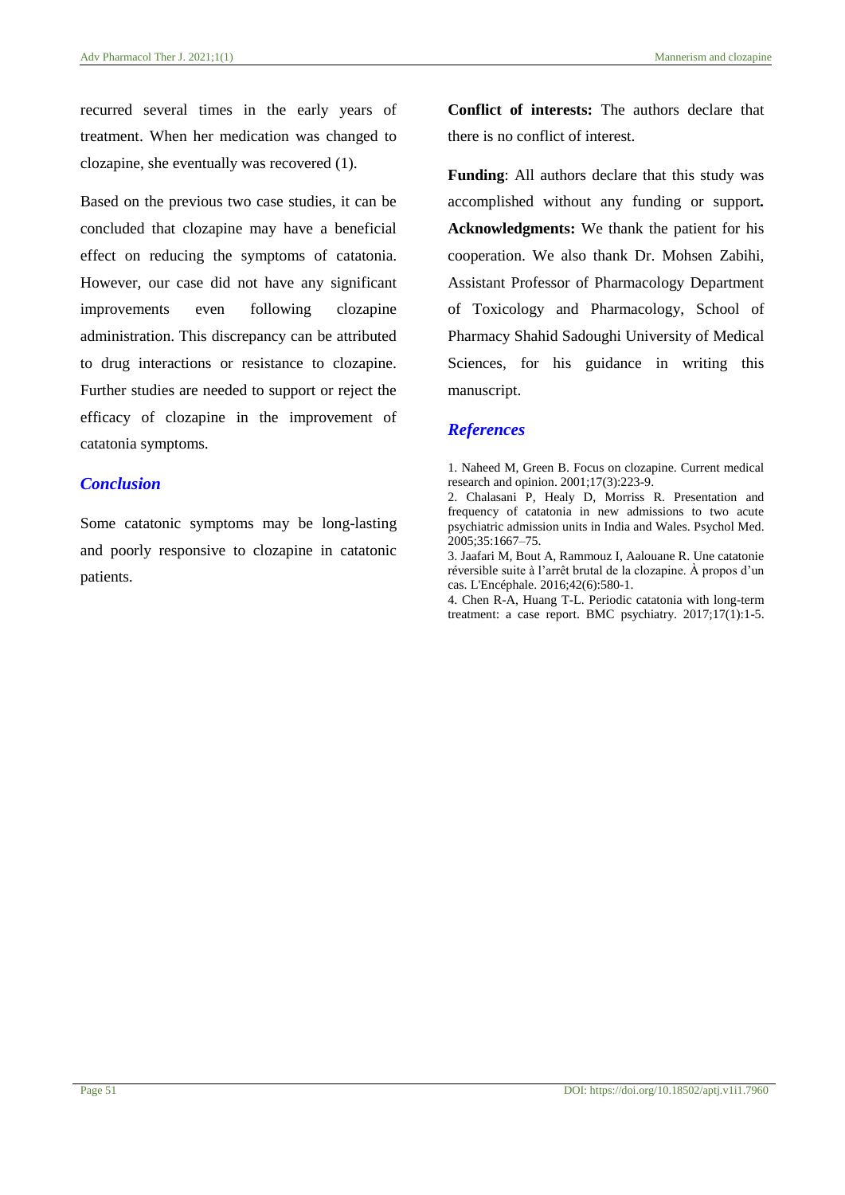recurred several times in the early years of treatment. When her medication was changed to clozapine, she eventually was recovered (1).

Based on the previous two case studies, it can be concluded that clozapine may have a beneficial effect on reducing the symptoms of catatonia. However, our case did not have any significant improvements even following clozapine administration. This discrepancy can be attributed to drug interactions or resistance to clozapine. Further studies are needed to support or reject the efficacy of clozapine in the improvement of catatonia symptoms.

## Conclusion

Some catatonic symptoms may be long-lasting and poorly responsive to clozapine in catatonic patients.

**Conflict of interests:** The authors declare that there is no conflict of interest.

**Funding**: All authors declare that this study was accomplished without any funding or support**.**
**Acknowledgments:** We thank the patient for his cooperation. We also thank Dr. Mohsen Zabihi, Assistant Professor of Pharmacology Department of Toxicology and Pharmacology, School of Pharmacy Shahid Sadoughi University of Medical Sciences, for his guidance in writing this manuscript.

## References

1. Naheed M, Green B. Focus on clozapine. Current medical research and opinion. 2001;17(3):223-9.
2. Chalasani P, Healy D, Morriss R. Presentation and frequency of catatonia in new admissions to two acute psychiatric admission units in India and Wales. Psychol Med. 2005;35:1667–75.
3. Jaafari M, Bout A, Rammouz I, Aalouane R. Une catatonie réversible suite à l'arrêt brutal de la clozapine. À propos d'un cas. L'Encéphale. 2016;42(6):580-1.
4. Chen R-A, Huang T-L. Periodic catatonia with long-term treatment: a case report. BMC psychiatry. 2017;17(1):1-5.